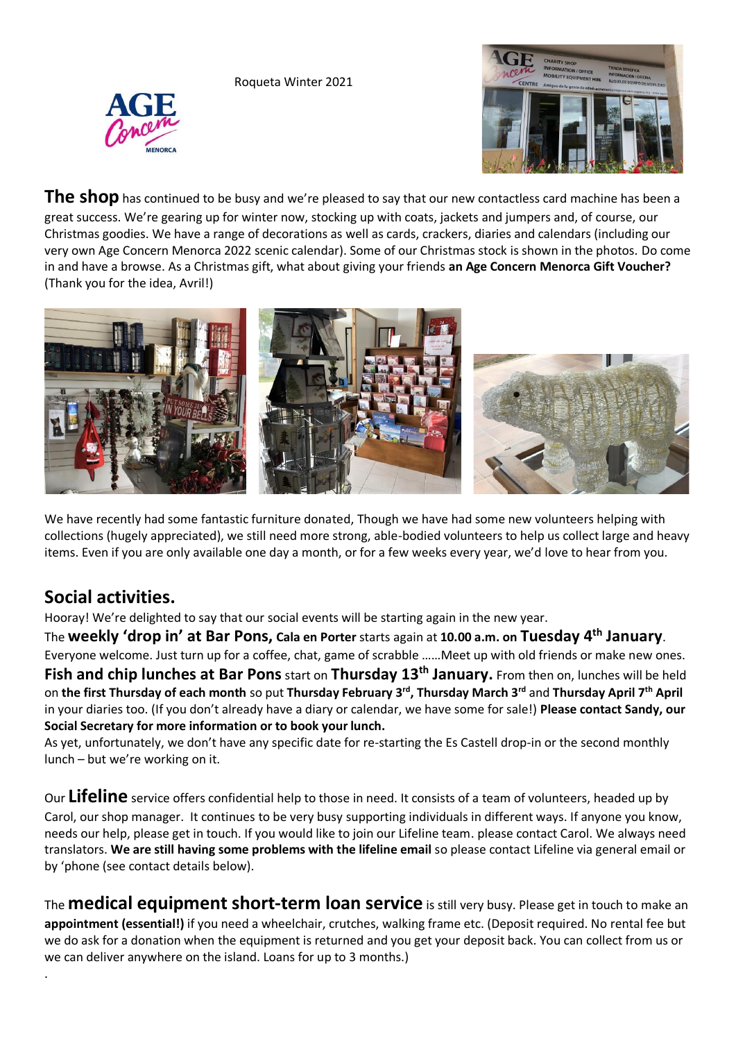Roqueta Winter 2021

**The shop** has continued to be busy and we're pleased to say that our new contactless card machine has been a great success. We're gearing up for winter now, stocking up with coats, jackets and jumpers and, of course, our Christmas goodies. We have a range of decorations as well as cards, crackers, diaries and calendars (including our very own Age Concern Menorca 2022 scenic calendar). Some of our Christmas stock is shown in the photos. Do come in and have a browse. As a Christmas gift, what about giving your friends **an Age Concern Menorca Gift Voucher?** (Thank you for the idea, Avril!)

We have recently had some fantastic furniture donated, Though we have had some new volunteers helping with collections (hugely appreciated), we still need more strong, able-bodied volunteers to help us collect large and heavy items. Even if you are only available one day a month, or for a few weeks every year, we'd love to hear from you.

## Social activities.

Hooray! We're delighted to say that our social events will be starting again in the new year.

The **weekly 'drop in' at Bar Pons, Cala en Porter** starts again at **10.00 a.m. on Tuesday 4th January**. Everyone welcome. Just turn up for a coffee, chat, game of scrabble ……Meet up with old friends or make new ones.

**Fish and chip lunches at Bar Pons** start on **Thursday 13th January.** From then on, lunches will be held on **the first Thursday of each month** so put **Thursday February 3rd, Thursday March 3rd** and **Thursday April 7th April** in your diaries too. (If you don't already have a diary or calendar, we have some for sale!) **Please contact Sandy, our Social Secretary for more information or to book your lunch.**

As yet, unfortunately, we don't have any specific date for re-starting the Es Castell drop-in or the second monthly lunch – but we're working on it.

Our **Lifeline** service offers confidential help to those in need. It consists of a team of volunteers, headed up by Carol, our shop manager. It continues to be very busy supporting individuals in different ways. If anyone you know, needs our help, please get in touch. If you would like to join our Lifeline team. please contact Carol. We always need translators. **We are still having some problems with the lifeline email** so please contact Lifeline via general email or by 'phone (see contact details below).

The **medical equipment short-term loan service** is still very busy. Please get in touch to make an **appointment (essential!)** if you need a wheelchair, crutches, walking frame etc. (Deposit required. No rental fee but we do ask for a donation when the equipment is returned and you get your deposit back. You can collect from us or we can deliver anywhere on the island. Loans for up to 3 months.)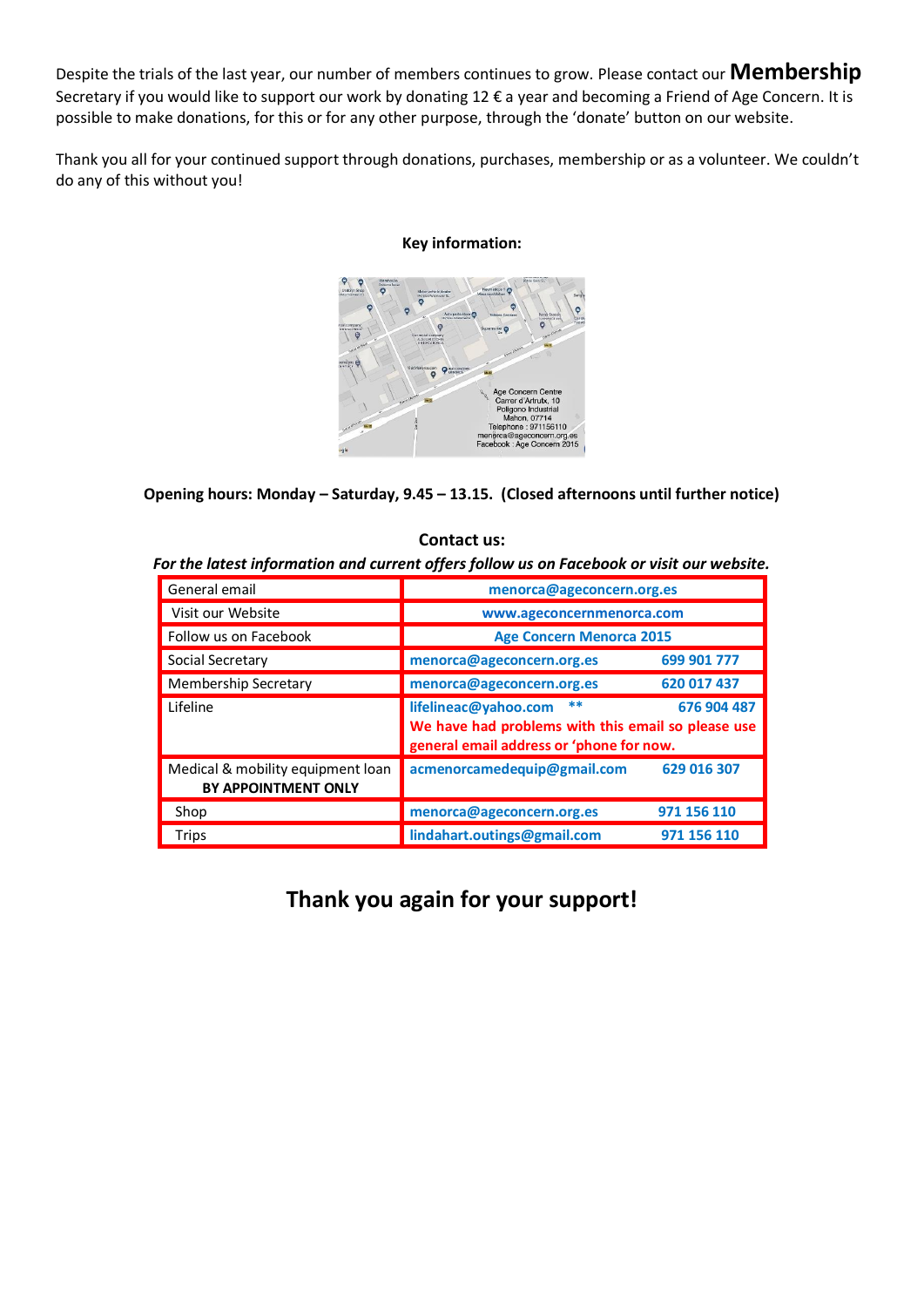Despite the trials of the last year, our number of members continues to grow. Please contact our **Membership** Secretary if you would like to support our work by donating 12 € a year and becoming a Friend of Age Concern. It is possible to make donations, for this or for any other purpose, through the 'donate' button on our website.

Thank you all for your continued support through donations, purchases, membership or as a volunteer. We couldn't do any of this without you!

**Key information:**

Age Concern Centre
Carrer d'Artrutx, 10
Polígono Industrial
Mahon, 07714
Telephone : 971156110
menorca@ageconcern.org.es
Facebook : Age Concern 2015

**Opening hours: Monday – Saturday, 9.45 – 13.15. (Closed afternoons until further notice)**

**Contact us:**

***For the latest information and current offers follow us on Facebook or visit our website.***

| | | |
|---|---|---|
| General email | **menorca@ageconcern.org.es** | |
| Visit our Website | **www.ageconcernmenorca.com** | |
| Follow us on Facebook | **Age Concern Menorca 2015** | |
| Social Secretary | **menorca@ageconcern.org.es** | **699 901 777** |
| Membership Secretary | **menorca@ageconcern.org.es** | **620 017 437** |
| Lifeline | **lifelineac@yahoo.com** ** **We have had problems with this email so please use general email address or 'phone for now.** | **676 904 487** |
| Medical & mobility equipment loan **BY APPOINTMENT ONLY** | **acmenorcamedequip@gmail.com** | **629 016 307** |
| Shop | **menorca@ageconcern.org.es** | **971 156 110** |
| Trips | **lindahart.outings@gmail.com** | **971 156 110** |

## Thank you again for your support!